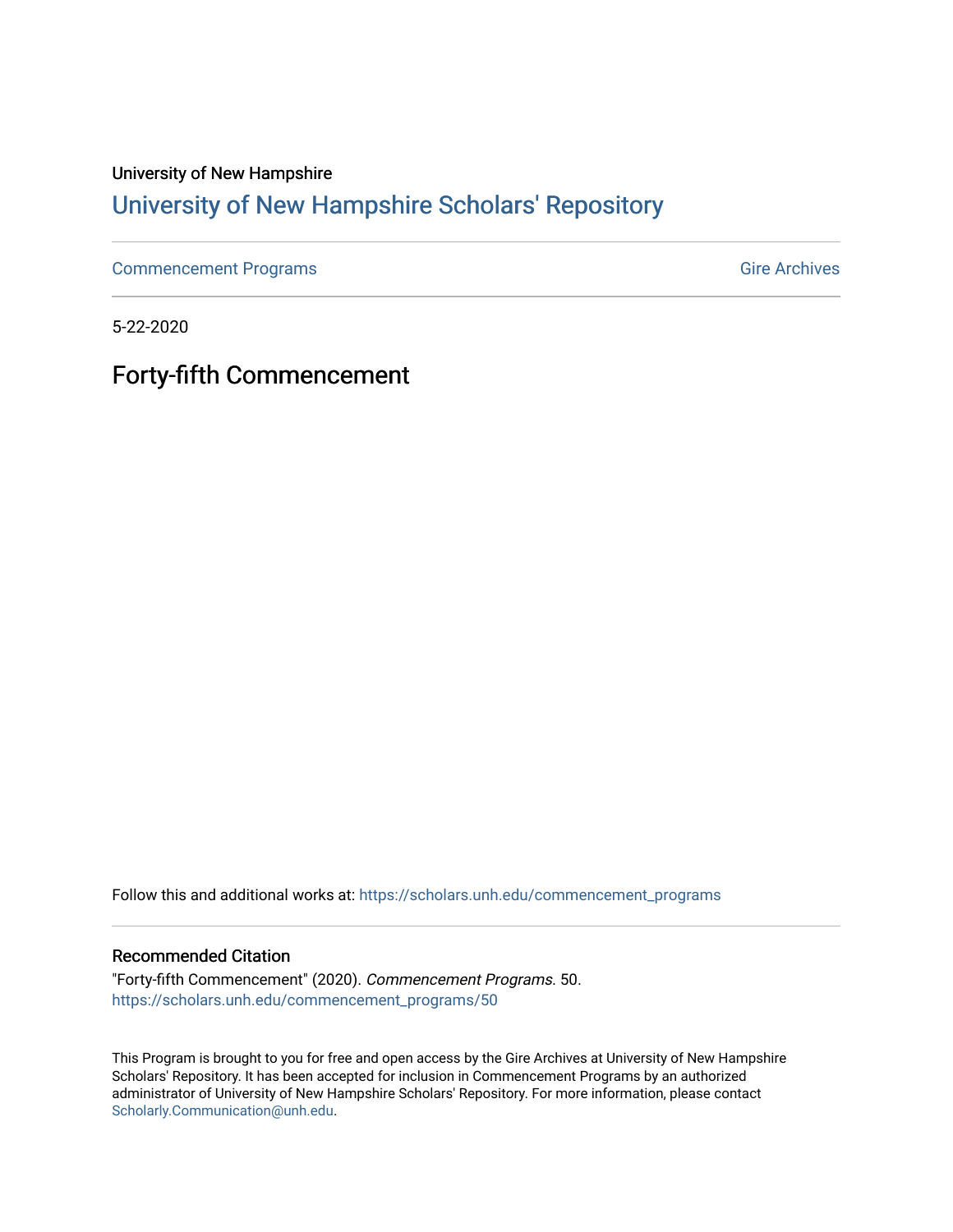University of New Hampshire

## University of New Hampshire Scholars' Repository

Commencement Programs | Gire Archives

5-22-2020

# Forty-fifth Commencement

Follow this and additional works at: https://scholars.unh.edu/commencement_programs

### Recommended Citation

"Forty-fifth Commencement" (2020). *Commencement Programs*. 50.
https://scholars.unh.edu/commencement_programs/50

This Program is brought to you for free and open access by the Gire Archives at University of New Hampshire Scholars' Repository. It has been accepted for inclusion in Commencement Programs by an authorized administrator of University of New Hampshire Scholars' Repository. For more information, please contact Scholarly.Communication@unh.edu.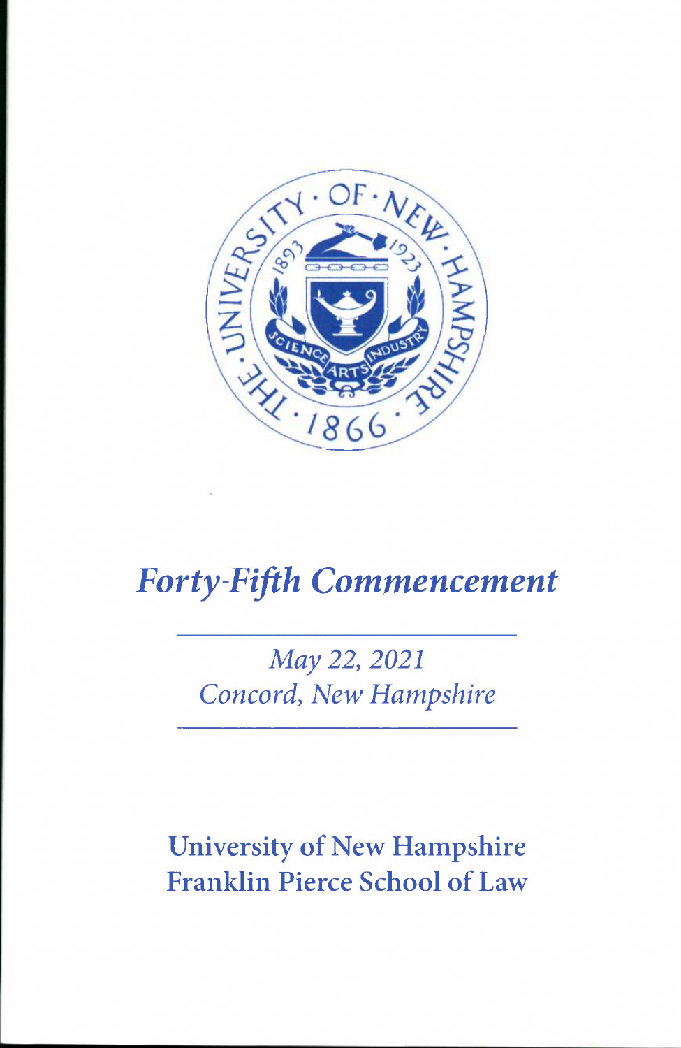# *Forty-Fifth Commencement*

*May 22, 2021*
*Concord, New Hampshire*

**University of New Hampshire**
**Franklin Pierce School of Law**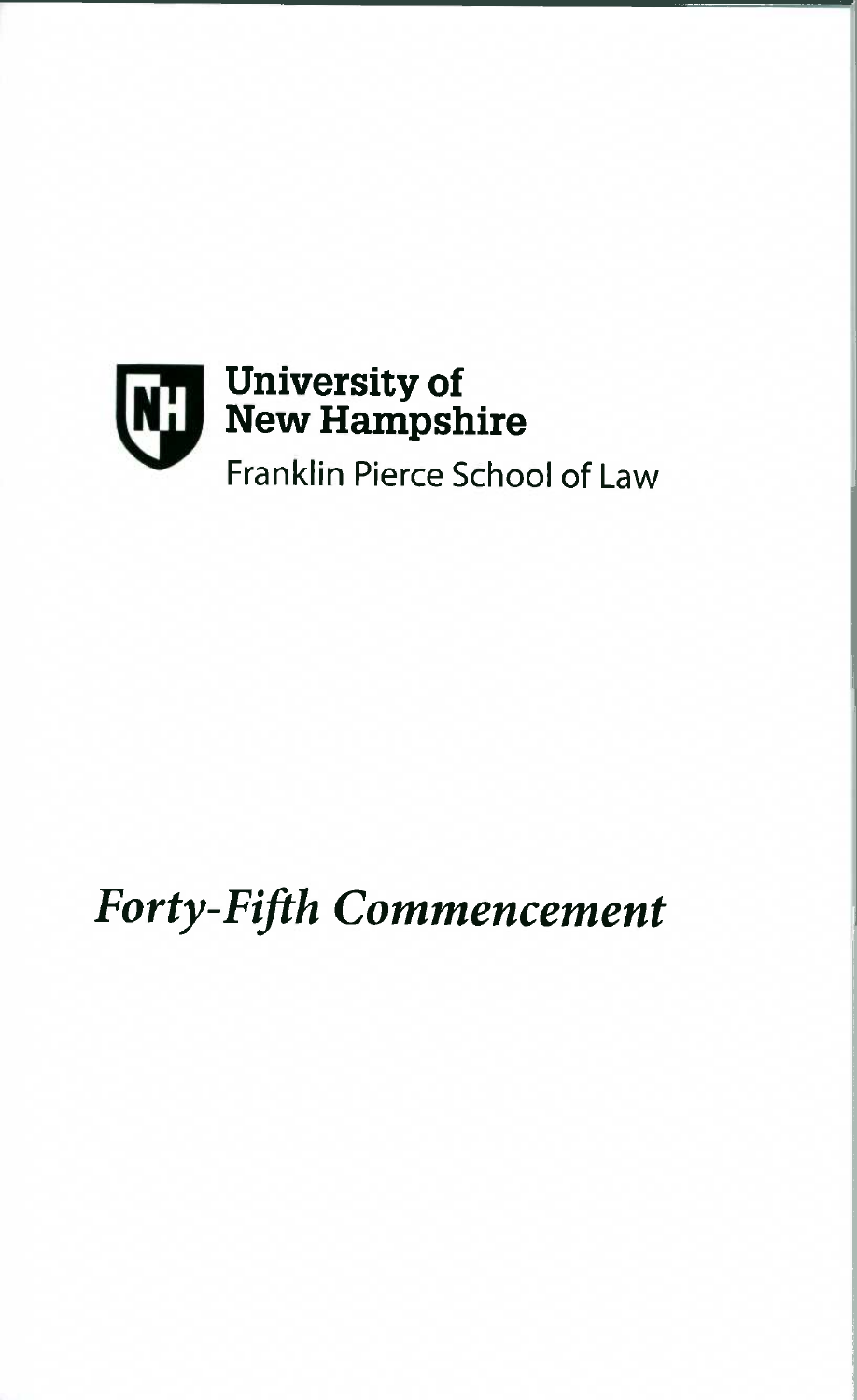University of
New Hampshire

Franklin Pierce School of Law

# *Forty-Fifth Commencement*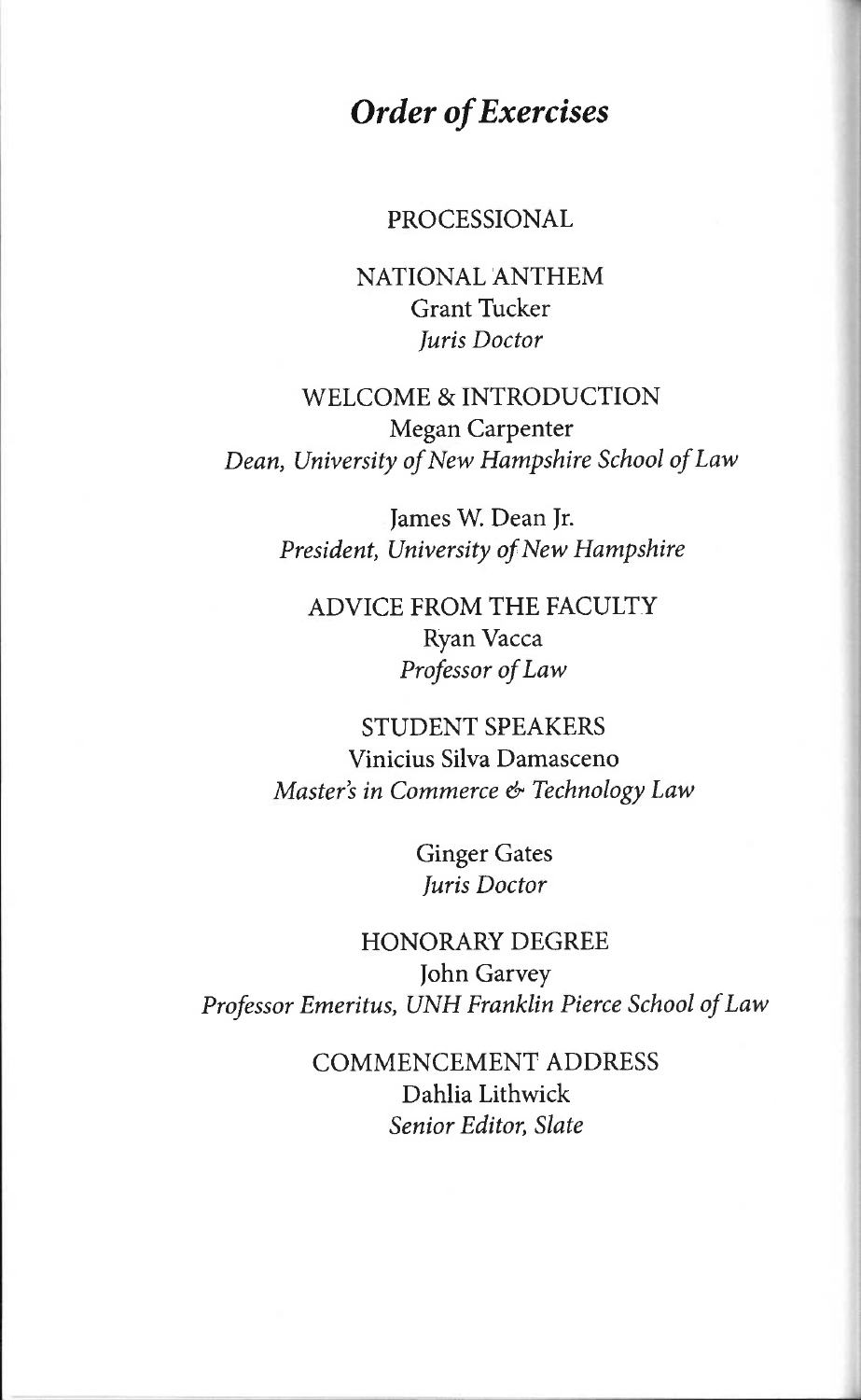## *Order of Exercises*

PROCESSIONAL

NATIONAL ANTHEM
Grant Tucker
*Juris Doctor*

WELCOME & INTRODUCTION
Megan Carpenter
*Dean, University of New Hampshire School of Law*

James W. Dean Jr.
*President, University of New Hampshire*

ADVICE FROM THE FACULTY
Ryan Vacca
*Professor of Law*

STUDENT SPEAKERS
Vinicius Silva Damasceno
*Master's in Commerce & Technology Law*

Ginger Gates
*Juris Doctor*

HONORARY DEGREE
John Garvey
*Professor Emeritus, UNH Franklin Pierce School of Law*

COMMENCEMENT ADDRESS
Dahlia Lithwick
*Senior Editor, Slate*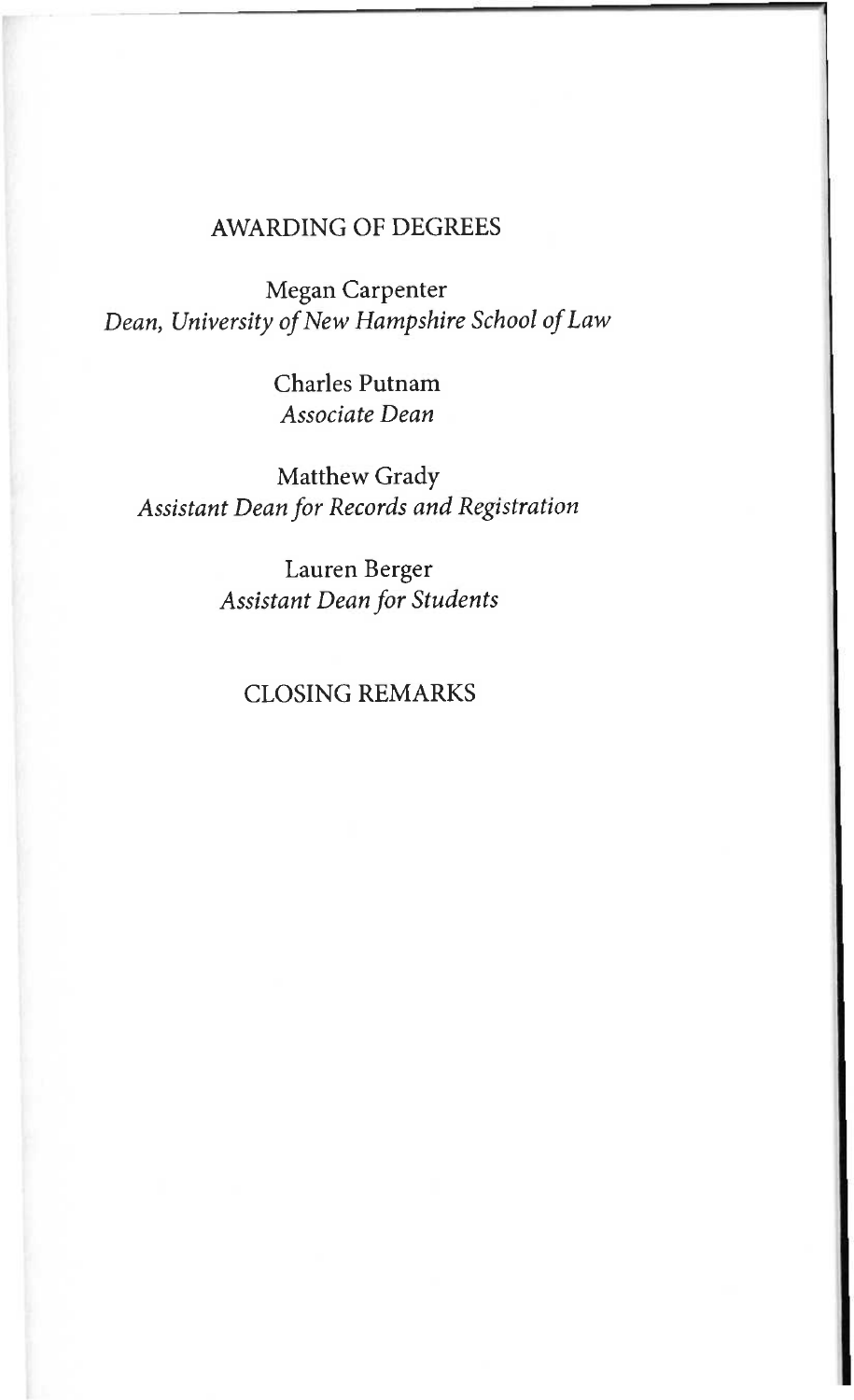## AWARDING OF DEGREES

Megan Carpenter
*Dean, University of New Hampshire School of Law*

Charles Putnam
*Associate Dean*

Matthew Grady
*Assistant Dean for Records and Registration*

Lauren Berger
*Assistant Dean for Students*

## CLOSING REMARKS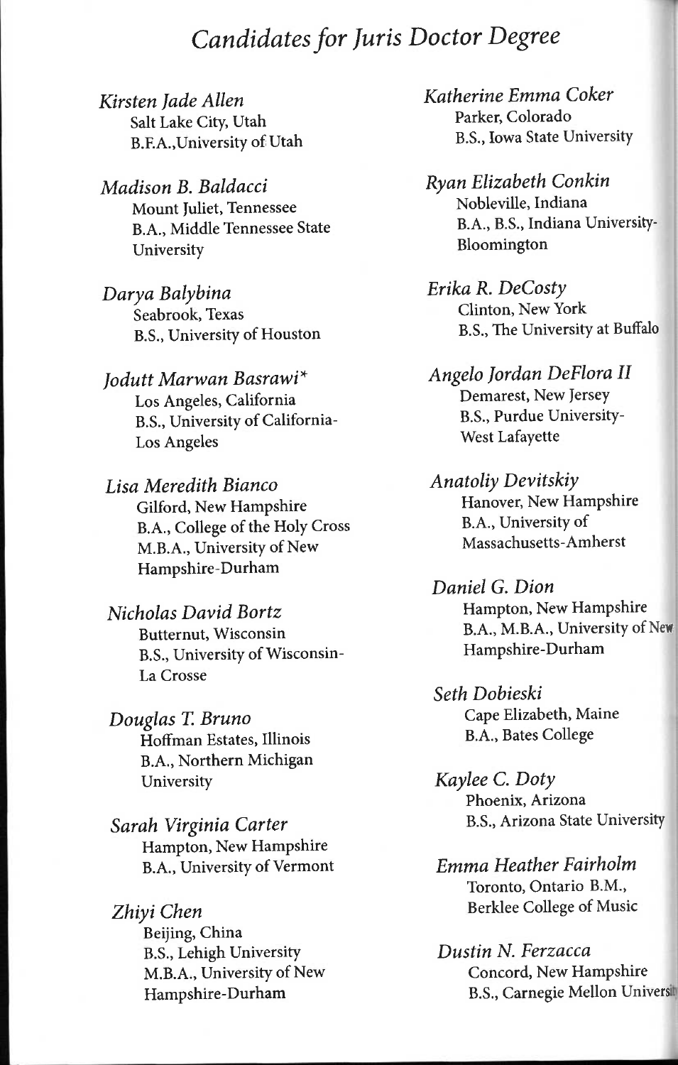## *Candidates for Juris Doctor Degree*

*Kirsten Jade Allen*
Salt Lake City, Utah
B.F.A.,University of Utah

*Madison B. Baldacci*
Mount Juliet, Tennessee
B.A., Middle Tennessee State University

*Darya Balybina*
Seabrook, Texas
B.S., University of Houston

*Jodutt Marwan Basrawi**
Los Angeles, California
B.S., University of California-Los Angeles

*Lisa Meredith Bianco*
Gilford, New Hampshire
B.A., College of the Holy Cross
M.B.A., University of New Hampshire-Durham

*Nicholas David Bortz*
Butternut, Wisconsin
B.S., University of Wisconsin-La Crosse

*Douglas T. Bruno*
Hoffman Estates, Illinois
B.A., Northern Michigan University

*Sarah Virginia Carter*
Hampton, New Hampshire
B.A., University of Vermont

*Zhiyi Chen*
Beijing, China
B.S., Lehigh University
M.B.A., University of New Hampshire-Durham

*Katherine Emma Coker*
Parker, Colorado
B.S., Iowa State University

*Ryan Elizabeth Conkin*
Nobleville, Indiana
B.A., B.S., Indiana University-Bloomington

*Erika R. DeCosty*
Clinton, New York
B.S., The University at Buffalo

*Angelo Jordan DeFlora II*
Demarest, New Jersey
B.S., Purdue University-West Lafayette

*Anatoliy Devitskiy*
Hanover, New Hampshire
B.A., University of Massachusetts-Amherst

*Daniel G. Dion*
Hampton, New Hampshire
B.A., M.B.A., University of New Hampshire-Durham

*Seth Dobieski*
Cape Elizabeth, Maine
B.A., Bates College

*Kaylee C. Doty*
Phoenix, Arizona
B.S., Arizona State University

*Emma Heather Fairholm*
Toronto, Ontario B.M.,
Berklee College of Music

*Dustin N. Ferzacca*
Concord, New Hampshire
B.S., Carnegie Mellon University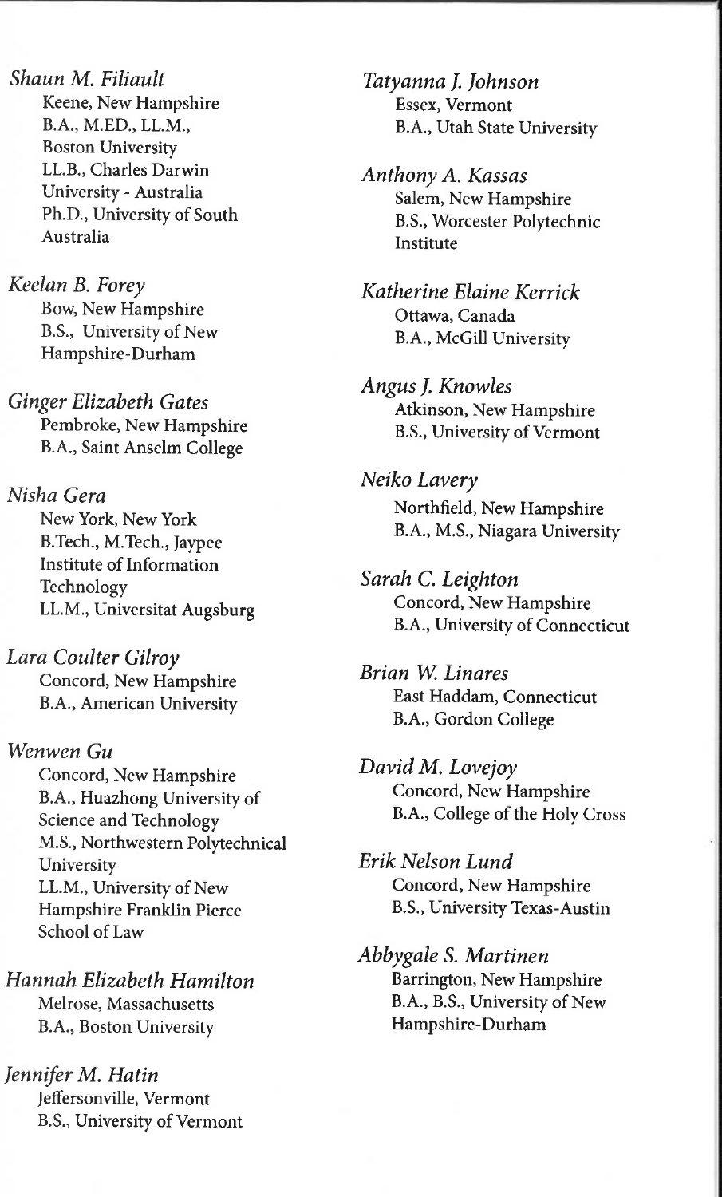*Shaun M. Filiault*
Keene, New Hampshire
B.A., M.ED., LL.M., Boston University
LL.B., Charles Darwin University - Australia
Ph.D., University of South Australia

*Keelan B. Forey*
Bow, New Hampshire
B.S., University of New Hampshire-Durham

*Ginger Elizabeth Gates*
Pembroke, New Hampshire
B.A., Saint Anselm College

*Nisha Gera*
New York, New York
B.Tech., M.Tech., Jaypee Institute of Information Technology
LL.M., Universitat Augsburg

*Lara Coulter Gilroy*
Concord, New Hampshire
B.A., American University

*Wenwen Gu*
Concord, New Hampshire
B.A., Huazhong University of Science and Technology
M.S., Northwestern Polytechnical University
LL.M., University of New Hampshire Franklin Pierce School of Law

*Hannah Elizabeth Hamilton*
Melrose, Massachusetts
B.A., Boston University

*Jennifer M. Hatin*
Jeffersonville, Vermont
B.S., University of Vermont

*Tatyanna J. Johnson*
Essex, Vermont
B.A., Utah State University

*Anthony A. Kassas*
Salem, New Hampshire
B.S., Worcester Polytechnic Institute

*Katherine Elaine Kerrick*
Ottawa, Canada
B.A., McGill University

*Angus J. Knowles*
Atkinson, New Hampshire
B.S., University of Vermont

*Neiko Lavery*
Northfield, New Hampshire
B.A., M.S., Niagara University

*Sarah C. Leighton*
Concord, New Hampshire
B.A., University of Connecticut

*Brian W. Linares*
East Haddam, Connecticut
B.A., Gordon College

*David M. Lovejoy*
Concord, New Hampshire
B.A., College of the Holy Cross

*Erik Nelson Lund*
Concord, New Hampshire
B.S., University Texas-Austin

*Abbygale S. Martinen*
Barrington, New Hampshire
B.A., B.S., University of New Hampshire-Durham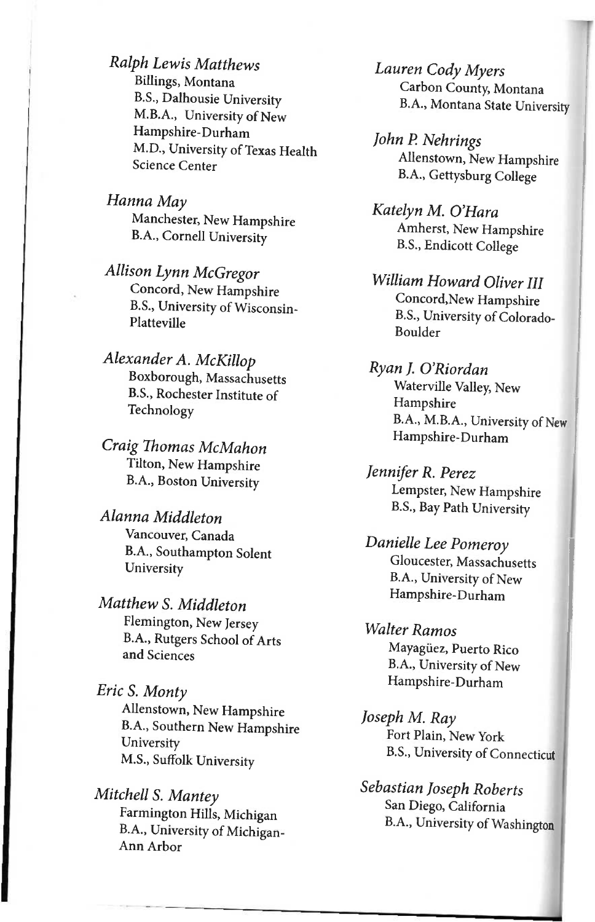*Ralph Lewis Matthews*
Billings, Montana
B.S., Dalhousie University
M.B.A., University of New Hampshire-Durham
M.D., University of Texas Health Science Center

*Hanna May*
Manchester, New Hampshire
B.A., Cornell University

*Allison Lynn McGregor*
Concord, New Hampshire
B.S., University of Wisconsin-Platteville

*Alexander A. McKillop*
Boxborough, Massachusetts
B.S., Rochester Institute of Technology

*Craig Thomas McMahon*
Tilton, New Hampshire
B.A., Boston University

*Alanna Middleton*
Vancouver, Canada
B.A., Southampton Solent University

*Matthew S. Middleton*
Flemington, New Jersey
B.A., Rutgers School of Arts and Sciences

*Eric S. Monty*
Allenstown, New Hampshire
B.A., Southern New Hampshire University
M.S., Suffolk University

*Mitchell S. Mantey*
Farmington Hills, Michigan
B.A., University of Michigan-Ann Arbor

*Lauren Cody Myers*
Carbon County, Montana
B.A., Montana State University

*John P. Nehrings*
Allenstown, New Hampshire
B.A., Gettysburg College

*Katelyn M. O'Hara*
Amherst, New Hampshire
B.S., Endicott College

*William Howard Oliver III*
Concord,New Hampshire
B.S., University of Colorado-Boulder

*Ryan J. O'Riordan*
Waterville Valley, New Hampshire
B.A., M.B.A., University of New Hampshire-Durham

*Jennifer R. Perez*
Lempster, New Hampshire
B.S., Bay Path University

*Danielle Lee Pomeroy*
Gloucester, Massachusetts
B.A., University of New Hampshire-Durham

*Walter Ramos*
Mayagüez, Puerto Rico
B.A., University of New Hampshire-Durham

*Joseph M. Ray*
Fort Plain, New York
B.S., University of Connecticut

*Sebastian Joseph Roberts*
San Diego, California
B.A., University of Washington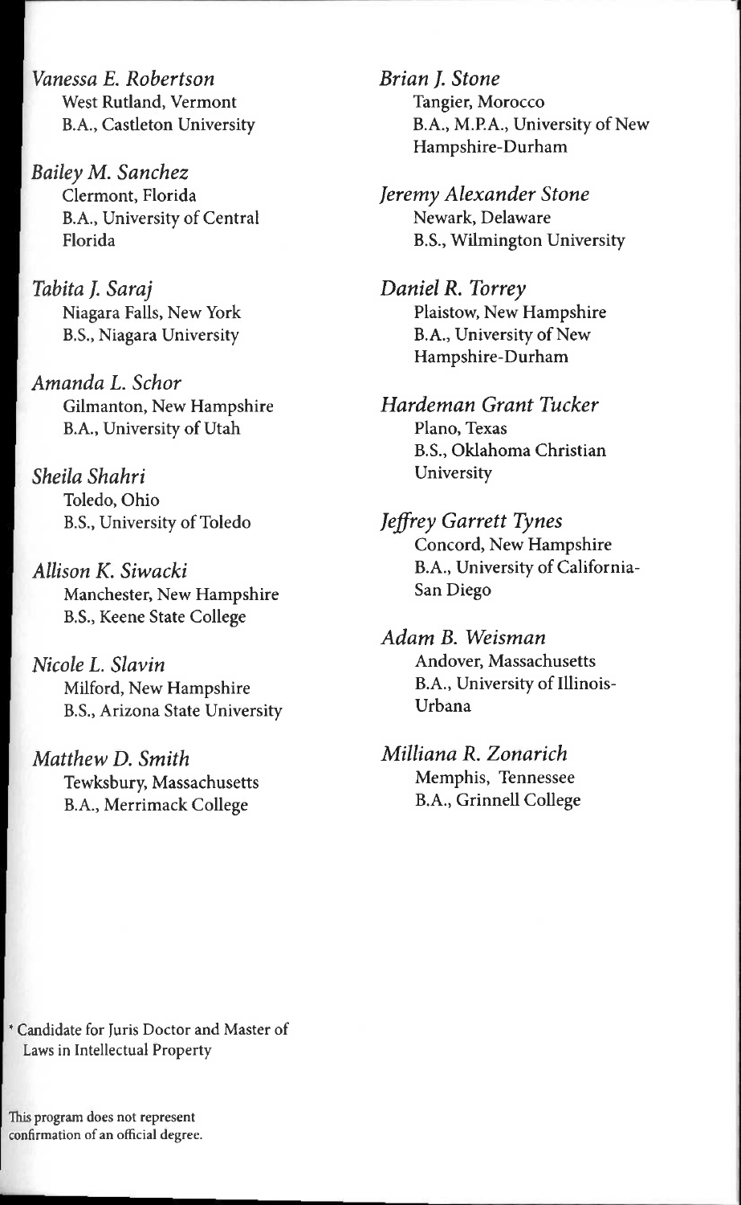*Vanessa E. Robertson*
West Rutland, Vermont
B.A., Castleton University

*Bailey M. Sanchez*
Clermont, Florida
B.A., University of Central Florida

*Tabita J. Saraj*
Niagara Falls, New York
B.S., Niagara University

*Amanda L. Schor*
Gilmanton, New Hampshire
B.A., University of Utah

*Sheila Shahri*
Toledo, Ohio
B.S., University of Toledo

*Allison K. Siwacki*
Manchester, New Hampshire
B.S., Keene State College

*Nicole L. Slavin*
Milford, New Hampshire
B.S., Arizona State University

*Matthew D. Smith*
Tewksbury, Massachusetts
B.A., Merrimack College

*Brian J. Stone*
Tangier, Morocco
B.A., M.P.A., University of New Hampshire-Durham

*Jeremy Alexander Stone*
Newark, Delaware
B.S., Wilmington University

*Daniel R. Torrey*
Plaistow, New Hampshire
B.A., University of New Hampshire-Durham

*Hardeman Grant Tucker*
Plano, Texas
B.S., Oklahoma Christian University

*Jeffrey Garrett Tynes*
Concord, New Hampshire
B.A., University of California-San Diego

*Adam B. Weisman*
Andover, Massachusetts
B.A., University of Illinois-Urbana

*Milliana R. Zonarich*
Memphis, Tennessee
B.A., Grinnell College

* Candidate for Juris Doctor and Master of Laws in Intellectual Property

This program does not represent confirmation of an official degree.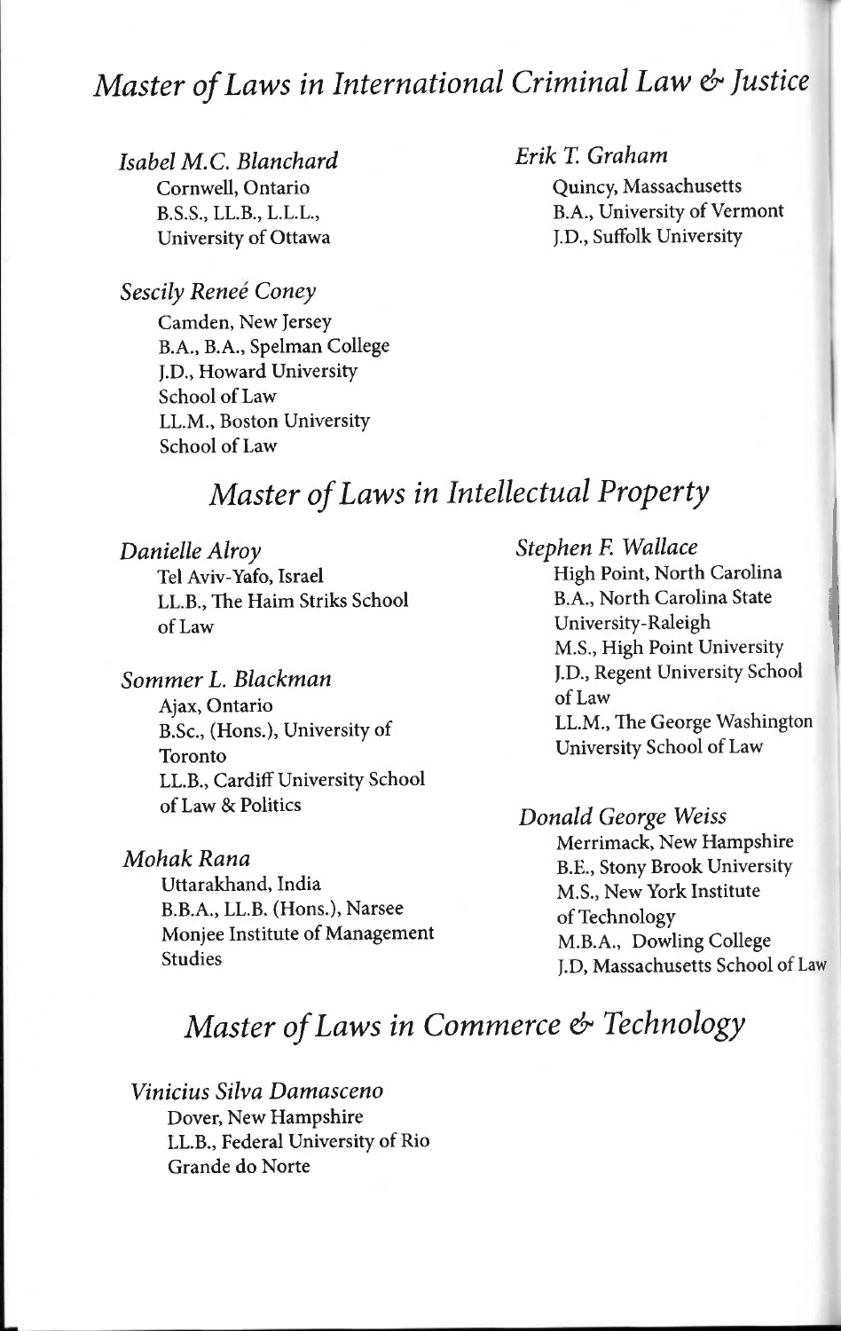## *Master of Laws in International Criminal Law & Justice*

*Isabel M.C. Blanchard*
Cornwell, Ontario
B.S.S., LL.B., L.L.L.,
University of Ottawa

*Sescily Reneé Coney*
Camden, New Jersey
B.A., B.A., Spelman College
J.D., Howard University
School of Law
LL.M., Boston University
School of Law

*Erik T. Graham*
Quincy, Massachusetts
B.A., University of Vermont
J.D., Suffolk University

## *Master of Laws in Intellectual Property*

*Danielle Alroy*
Tel Aviv-Yafo, Israel
LL.B., The Haim Striks School
of Law

*Sommer L. Blackman*
Ajax, Ontario
B.Sc., (Hons.), University of
Toronto
LL.B., Cardiff University School
of Law & Politics

*Mohak Rana*
Uttarakhand, India
B.B.A., LL.B. (Hons.), Narsee
Monjee Institute of Management
Studies

*Stephen F. Wallace*
High Point, North Carolina
B.A., North Carolina State
University-Raleigh
M.S., High Point University
J.D., Regent University School
of Law
LL.M., The George Washington
University School of Law

*Donald George Weiss*
Merrimack, New Hampshire
B.E., Stony Brook University
M.S., New York Institute
of Technology
M.B.A., Dowling College
J.D, Massachusetts School of Law

## *Master of Laws in Commerce & Technology*

*Vinicius Silva Damasceno*
Dover, New Hampshire
LL.B., Federal University of Rio
Grande do Norte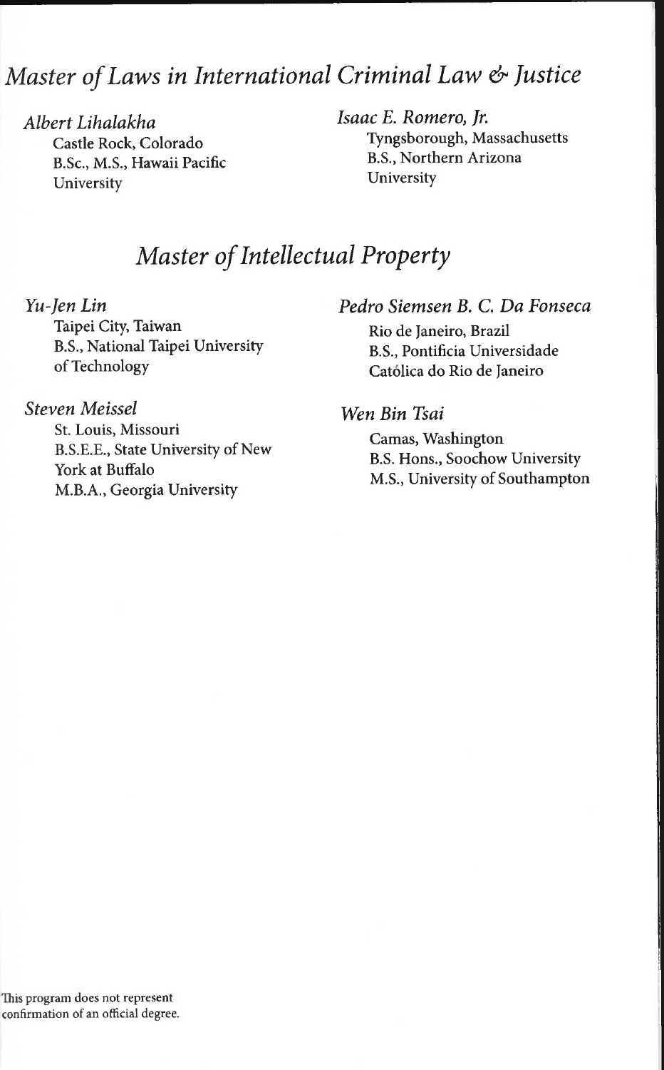## *Master of Laws in International Criminal Law & Justice*

*Albert Lihalakha*
Castle Rock, Colorado
B.Sc., M.S., Hawaii Pacific University

*Isaac E. Romero, Jr.*
Tyngsborough, Massachusetts
B.S., Northern Arizona University

## *Master of Intellectual Property*

*Yu-Jen Lin*
Taipei City, Taiwan
B.S., National Taipei University of Technology

*Steven Meissel*
St. Louis, Missouri
B.S.E.E., State University of New York at Buffalo
M.B.A., Georgia University

*Pedro Siemsen B. C. Da Fonseca*
Rio de Janeiro, Brazil
B.S., Pontificia Universidade Católica do Rio de Janeiro

*Wen Bin Tsai*
Camas, Washington
B.S. Hons., Soochow University
M.S., University of Southampton

This program does not represent confirmation of an official degree.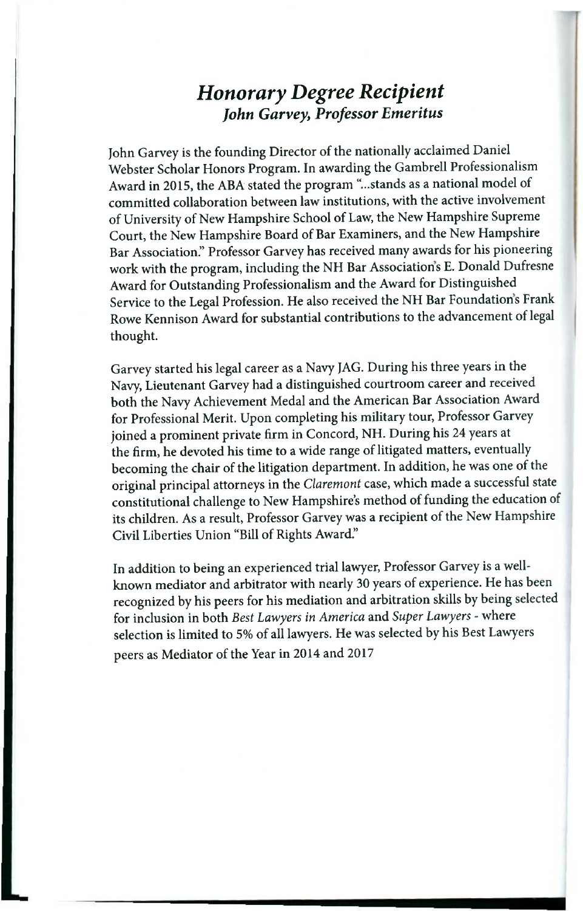## *Honorary Degree Recipient*

### *John Garvey, Professor Emeritus*

John Garvey is the founding Director of the nationally acclaimed Daniel Webster Scholar Honors Program. In awarding the Gambrell Professionalism Award in 2015, the ABA stated the program "...stands as a national model of committed collaboration between law institutions, with the active involvement of University of New Hampshire School of Law, the New Hampshire Supreme Court, the New Hampshire Board of Bar Examiners, and the New Hampshire Bar Association." Professor Garvey has received many awards for his pioneering work with the program, including the NH Bar Association's E. Donald Dufresne Award for Outstanding Professionalism and the Award for Distinguished Service to the Legal Profession. He also received the NH Bar Foundation's Frank Rowe Kennison Award for substantial contributions to the advancement of legal thought.

Garvey started his legal career as a Navy JAG. During his three years in the Navy, Lieutenant Garvey had a distinguished courtroom career and received both the Navy Achievement Medal and the American Bar Association Award for Professional Merit. Upon completing his military tour, Professor Garvey joined a prominent private firm in Concord, NH. During his 24 years at the firm, he devoted his time to a wide range of litigated matters, eventually becoming the chair of the litigation department. In addition, he was one of the original principal attorneys in the *Claremont* case, which made a successful state constitutional challenge to New Hampshire's method of funding the education of its children. As a result, Professor Garvey was a recipient of the New Hampshire Civil Liberties Union "Bill of Rights Award."

In addition to being an experienced trial lawyer, Professor Garvey is a well-known mediator and arbitrator with nearly 30 years of experience. He has been recognized by his peers for his mediation and arbitration skills by being selected for inclusion in both *Best Lawyers in America* and *Super Lawyers* - where selection is limited to 5% of all lawyers. He was selected by his Best Lawyers peers as Mediator of the Year in 2014 and 2017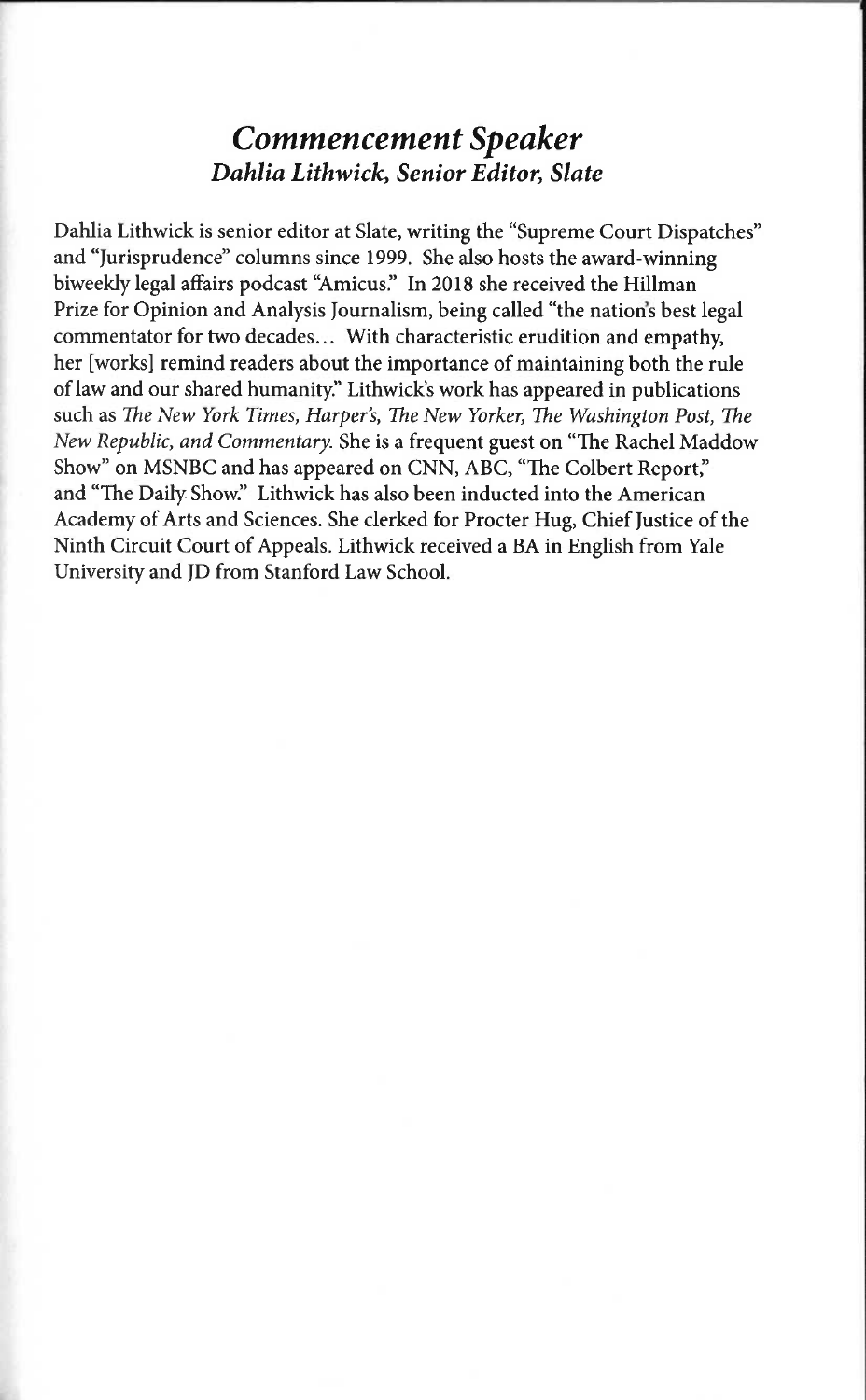## *Commencement Speaker*

### *Dahlia Lithwick, Senior Editor, Slate*

Dahlia Lithwick is senior editor at Slate, writing the "Supreme Court Dispatches" and "Jurisprudence" columns since 1999. She also hosts the award-winning biweekly legal affairs podcast "Amicus." In 2018 she received the Hillman Prize for Opinion and Analysis Journalism, being called "the nation's best legal commentator for two decades… With characteristic erudition and empathy, her [works] remind readers about the importance of maintaining both the rule of law and our shared humanity." Lithwick's work has appeared in publications such as *The New York Times, Harper's, The New Yorker, The Washington Post, The New Republic, and Commentary.* She is a frequent guest on "The Rachel Maddow Show" on MSNBC and has appeared on CNN, ABC, "The Colbert Report," and "The Daily Show." Lithwick has also been inducted into the American Academy of Arts and Sciences. She clerked for Procter Hug, Chief Justice of the Ninth Circuit Court of Appeals. Lithwick received a BA in English from Yale University and JD from Stanford Law School.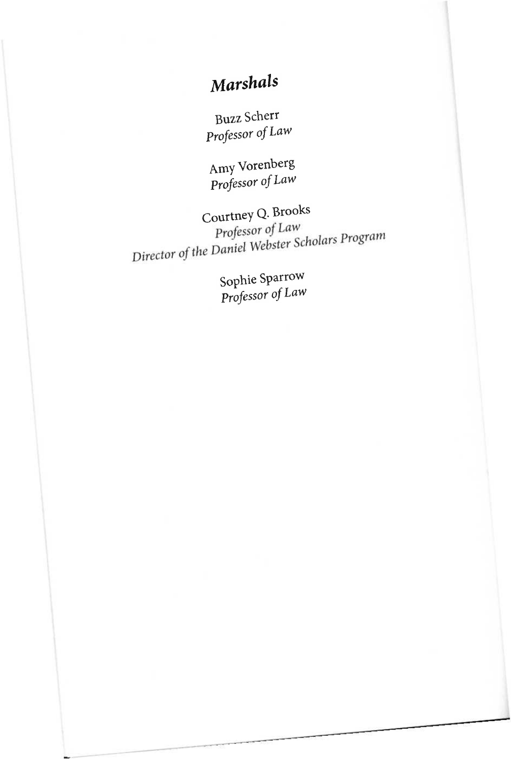# *Marshals*

Buzz Scherr
*Professor of Law*

Amy Vorenberg
*Professor of Law*

Courtney Q. Brooks
*Professor of Law*
*Director of the Daniel Webster Scholars Program*

Sophie Sparrow
*Professor of Law*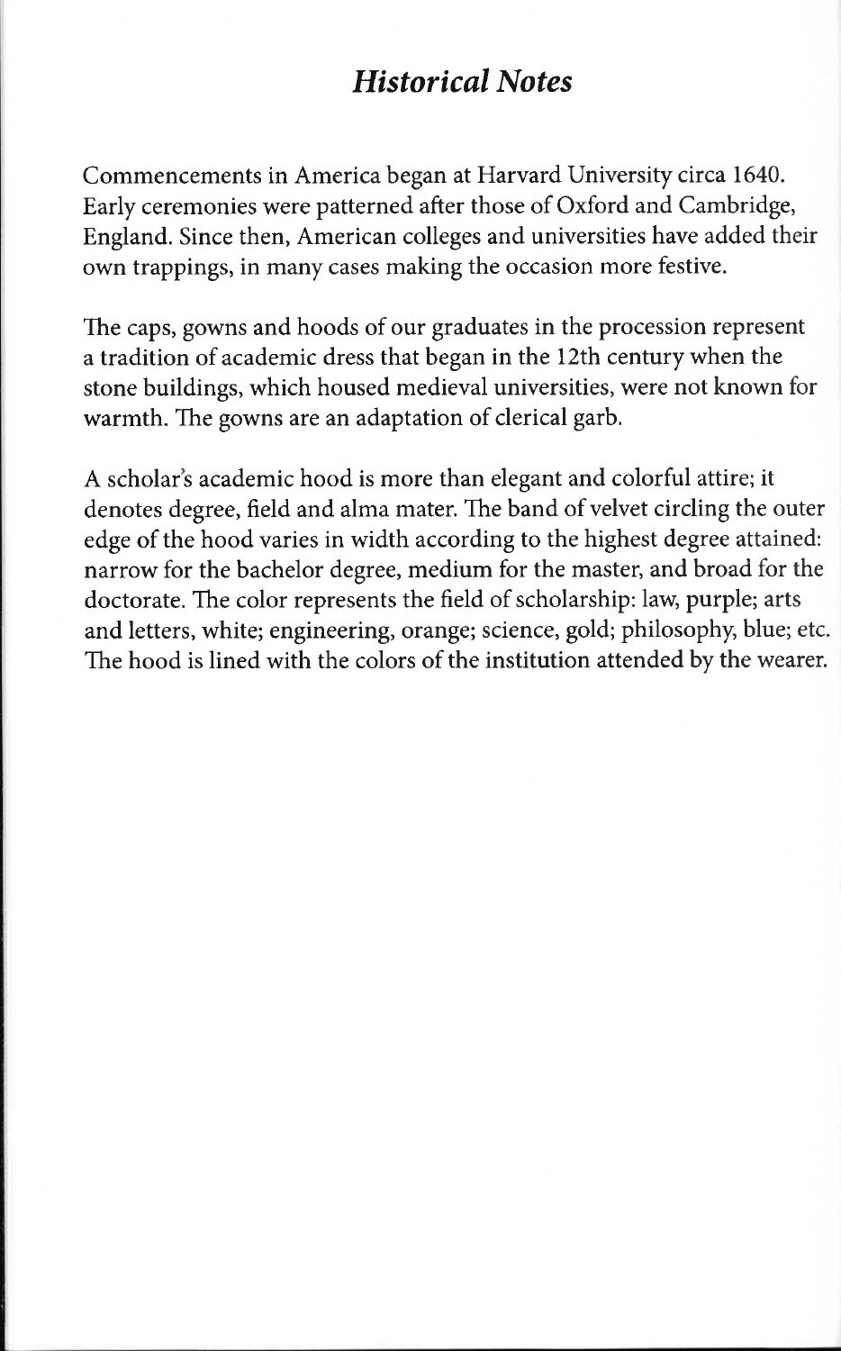## *Historical Notes*

Commencements in America began at Harvard University circa 1640. Early ceremonies were patterned after those of Oxford and Cambridge, England. Since then, American colleges and universities have added their own trappings, in many cases making the occasion more festive.

The caps, gowns and hoods of our graduates in the procession represent a tradition of academic dress that began in the 12th century when the stone buildings, which housed medieval universities, were not known for warmth. The gowns are an adaptation of clerical garb.

A scholar's academic hood is more than elegant and colorful attire; it denotes degree, field and alma mater. The band of velvet circling the outer edge of the hood varies in width according to the highest degree attained: narrow for the bachelor degree, medium for the master, and broad for the doctorate. The color represents the field of scholarship: law, purple; arts and letters, white; engineering, orange; science, gold; philosophy, blue; etc. The hood is lined with the colors of the institution attended by the wearer.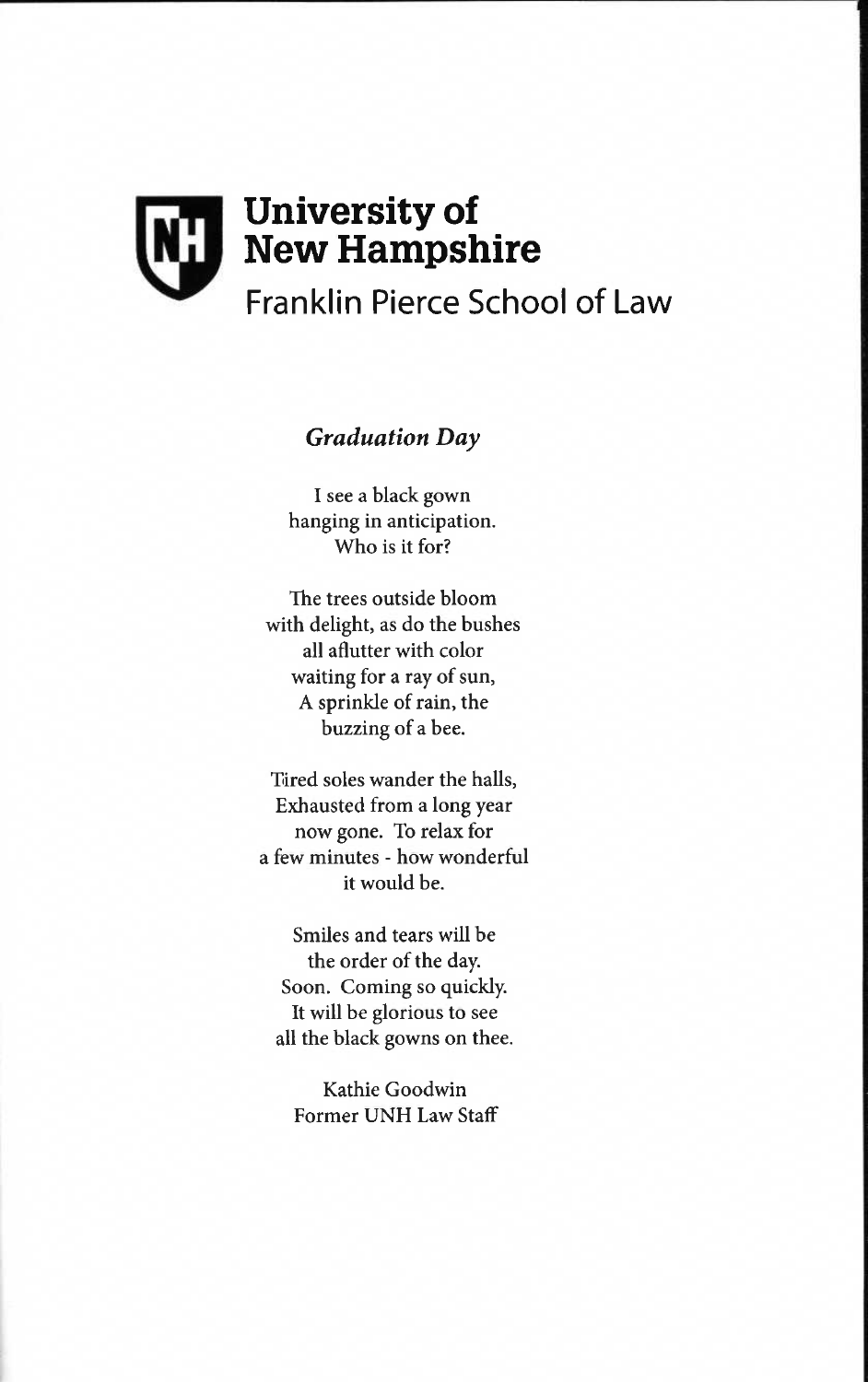# University of New Hampshire

## Franklin Pierce School of Law

### *Graduation Day*

I see a black gown
hanging in anticipation.
Who is it for?

The trees outside bloom
with delight, as do the bushes
all aflutter with color
waiting for a ray of sun,
A sprinkle of rain, the
buzzing of a bee.

Tired soles wander the halls,
Exhausted from a long year
now gone. To relax for
a few minutes - how wonderful
it would be.

Smiles and tears will be
the order of the day.
Soon. Coming so quickly.
It will be glorious to see
all the black gowns on thee.

Kathie Goodwin
Former UNH Law Staff